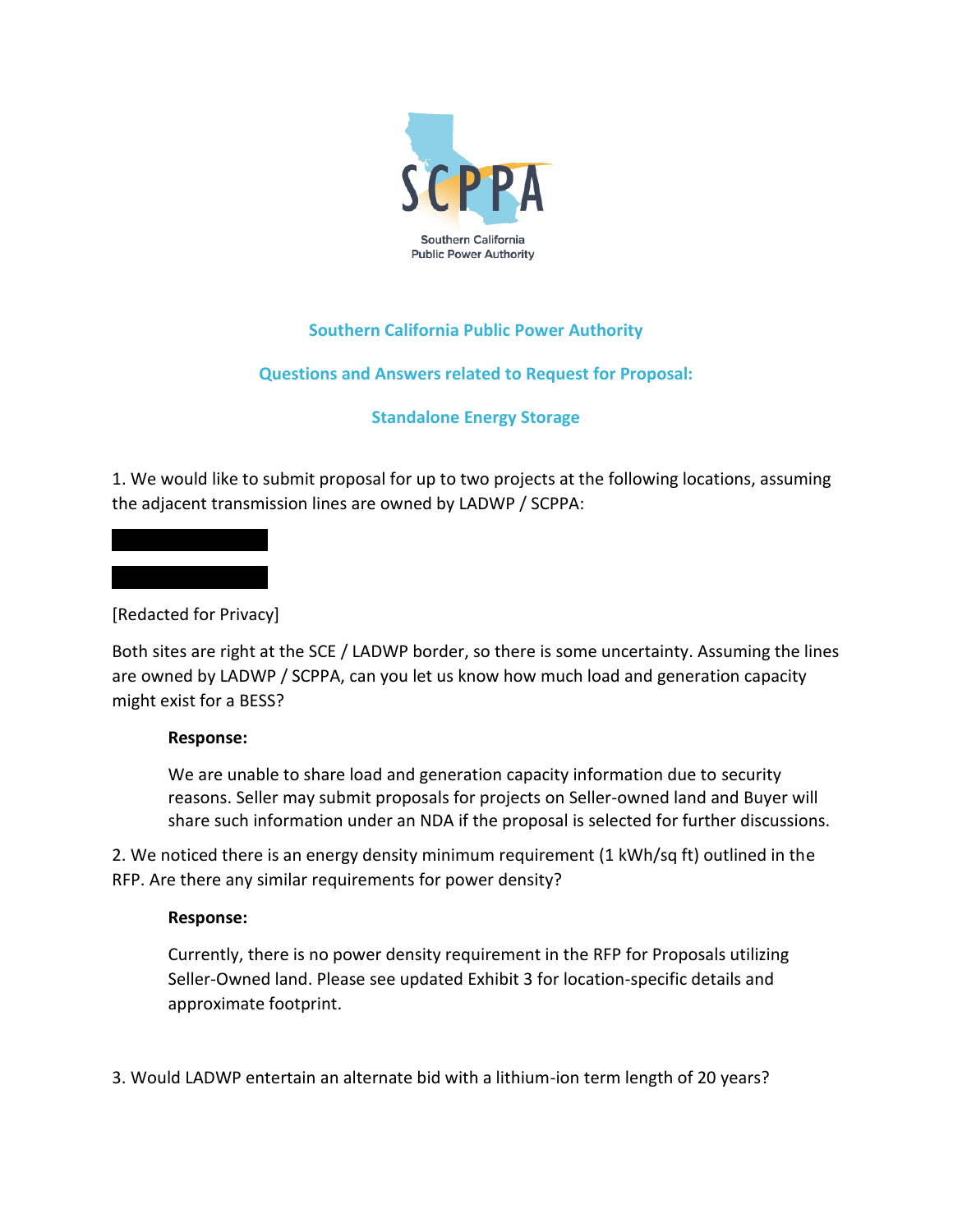Southern California Public Power Authority

# Southern California Public Power Authority

## Questions and Answers related to Request for Proposal:

## Standalone Energy Storage

1. We would like to submit proposal for up to two projects at the following locations, assuming the adjacent transmission lines are owned by LADWP / SCPPA:

[Redacted for Privacy]

Both sites are right at the SCE / LADWP border, so there is some uncertainty. Assuming the lines are owned by LADWP / SCPPA, can you let us know how much load and generation capacity might exist for a BESS?

**Response:**

We are unable to share load and generation capacity information due to security reasons. Seller may submit proposals for projects on Seller-owned land and Buyer will share such information under an NDA if the proposal is selected for further discussions.

2. We noticed there is an energy density minimum requirement (1 kWh/sq ft) outlined in the RFP. Are there any similar requirements for power density?

**Response:**

Currently, there is no power density requirement in the RFP for Proposals utilizing Seller-Owned land. Please see updated Exhibit 3 for location-specific details and approximate footprint.

3. Would LADWP entertain an alternate bid with a lithium-ion term length of 20 years?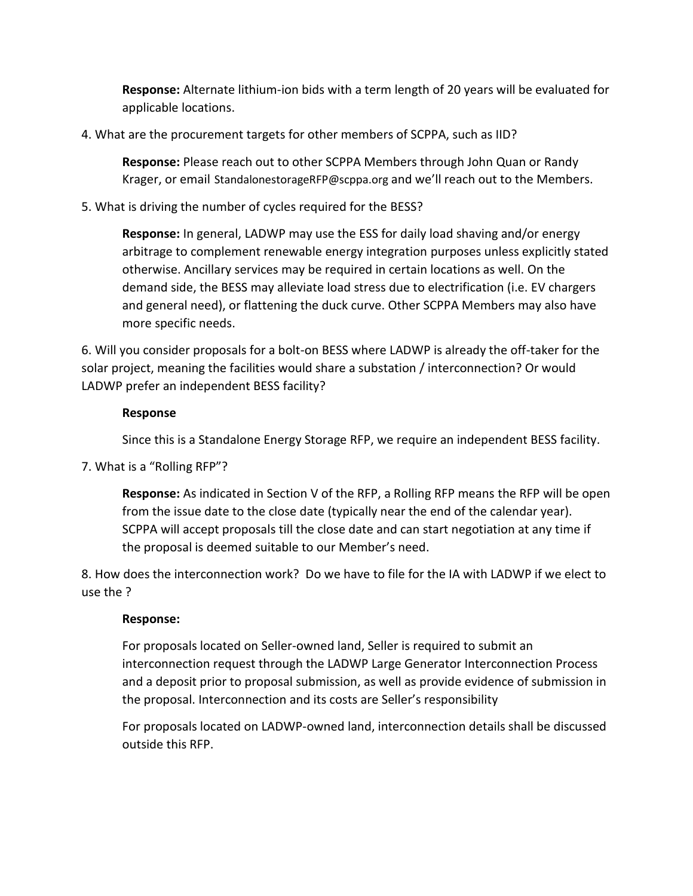**Response:** Alternate lithium-ion bids with a term length of 20 years will be evaluated for applicable locations.

4. What are the procurement targets for other members of SCPPA, such as IID?

   **Response:** Please reach out to other SCPPA Members through John Quan or Randy Krager, or email StandalonestorageRFP@scppa.org and we'll reach out to the Members.

5. What is driving the number of cycles required for the BESS?

   **Response:** In general, LADWP may use the ESS for daily load shaving and/or energy arbitrage to complement renewable energy integration purposes unless explicitly stated otherwise. Ancillary services may be required in certain locations as well. On the demand side, the BESS may alleviate load stress due to electrification (i.e. EV chargers and general need), or flattening the duck curve. Other SCPPA Members may also have more specific needs.

6. Will you consider proposals for a bolt-on BESS where LADWP is already the off-taker for the solar project, meaning the facilities would share a substation / interconnection? Or would LADWP prefer an independent BESS facility?

   **Response**

   Since this is a Standalone Energy Storage RFP, we require an independent BESS facility.

7. What is a "Rolling RFP"?

   **Response:** As indicated in Section V of the RFP, a Rolling RFP means the RFP will be open from the issue date to the close date (typically near the end of the calendar year). SCPPA will accept proposals till the close date and can start negotiation at any time if the proposal is deemed suitable to our Member's need.

8. How does the interconnection work? Do we have to file for the IA with LADWP if we elect to use the ?

   **Response:**

   For proposals located on Seller-owned land, Seller is required to submit an interconnection request through the LADWP Large Generator Interconnection Process and a deposit prior to proposal submission, as well as provide evidence of submission in the proposal. Interconnection and its costs are Seller's responsibility

   For proposals located on LADWP-owned land, interconnection details shall be discussed outside this RFP.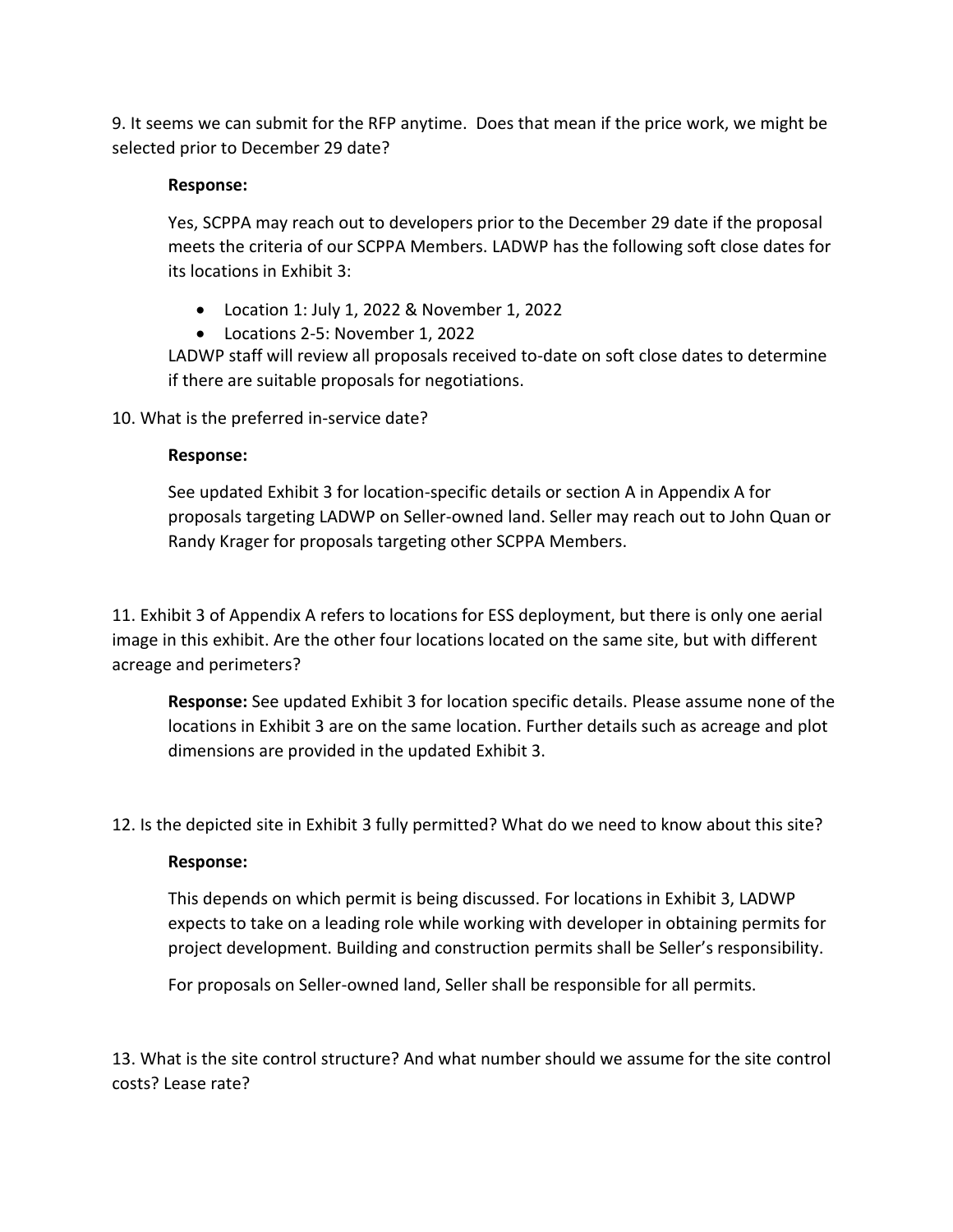9. It seems we can submit for the RFP anytime. Does that mean if the price work, we might be selected prior to December 29 date?

**Response:**

Yes, SCPPA may reach out to developers prior to the December 29 date if the proposal meets the criteria of our SCPPA Members. LADWP has the following soft close dates for its locations in Exhibit 3:

- Location 1: July 1, 2022 & November 1, 2022
- Locations 2-5: November 1, 2022

LADWP staff will review all proposals received to-date on soft close dates to determine if there are suitable proposals for negotiations.

10. What is the preferred in-service date?

**Response:**

See updated Exhibit 3 for location-specific details or section A in Appendix A for proposals targeting LADWP on Seller-owned land. Seller may reach out to John Quan or Randy Krager for proposals targeting other SCPPA Members.

11. Exhibit 3 of Appendix A refers to locations for ESS deployment, but there is only one aerial image in this exhibit. Are the other four locations located on the same site, but with different acreage and perimeters?

**Response:** See updated Exhibit 3 for location specific details. Please assume none of the locations in Exhibit 3 are on the same location. Further details such as acreage and plot dimensions are provided in the updated Exhibit 3.

12. Is the depicted site in Exhibit 3 fully permitted? What do we need to know about this site?

**Response:**

This depends on which permit is being discussed. For locations in Exhibit 3, LADWP expects to take on a leading role while working with developer in obtaining permits for project development. Building and construction permits shall be Seller's responsibility.

For proposals on Seller-owned land, Seller shall be responsible for all permits.

13. What is the site control structure? And what number should we assume for the site control costs? Lease rate?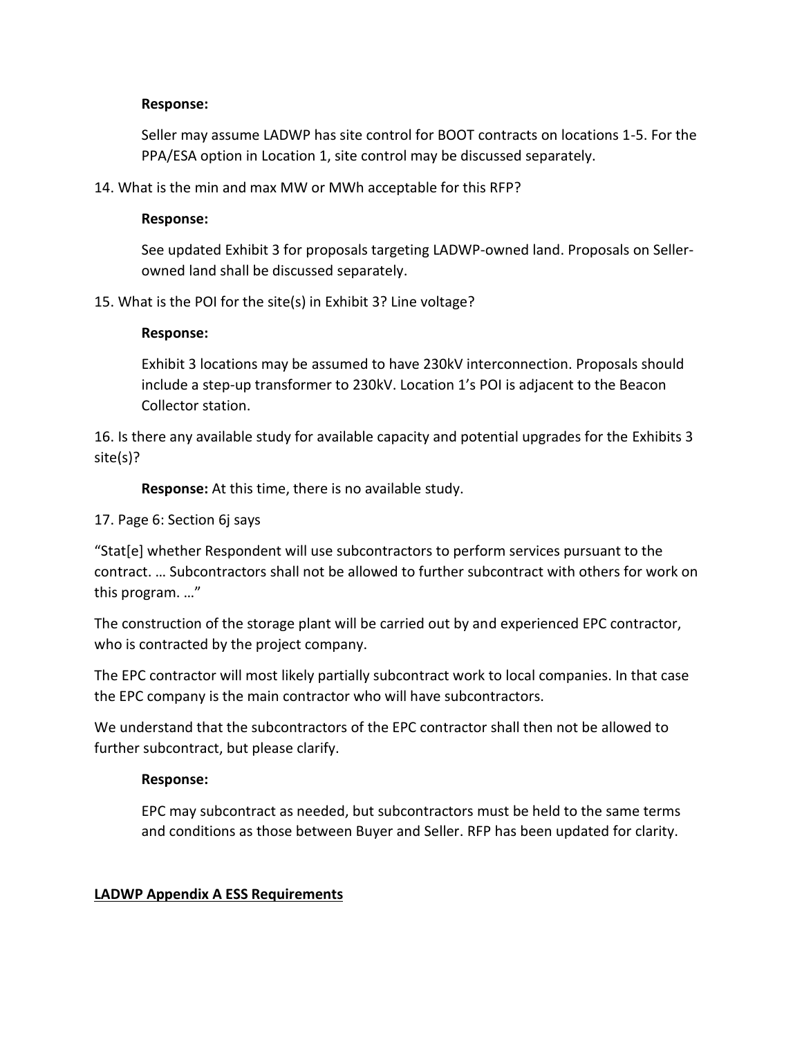**Response:**

Seller may assume LADWP has site control for BOOT contracts on locations 1-5. For the PPA/ESA option in Location 1, site control may be discussed separately.

14. What is the min and max MW or MWh acceptable for this RFP?

**Response:**

See updated Exhibit 3 for proposals targeting LADWP-owned land. Proposals on Seller-owned land shall be discussed separately.

15. What is the POI for the site(s) in Exhibit 3? Line voltage?

**Response:**

Exhibit 3 locations may be assumed to have 230kV interconnection. Proposals should include a step-up transformer to 230kV. Location 1's POI is adjacent to the Beacon Collector station.

16. Is there any available study for available capacity and potential upgrades for the Exhibits 3 site(s)?

**Response:** At this time, there is no available study.

17. Page 6: Section 6j says

"Stat[e] whether Respondent will use subcontractors to perform services pursuant to the contract. … Subcontractors shall not be allowed to further subcontract with others for work on this program. …"

The construction of the storage plant will be carried out by and experienced EPC contractor, who is contracted by the project company.

The EPC contractor will most likely partially subcontract work to local companies. In that case the EPC company is the main contractor who will have subcontractors.

We understand that the subcontractors of the EPC contractor shall then not be allowed to further subcontract, but please clarify.

**Response:**

EPC may subcontract as needed, but subcontractors must be held to the same terms and conditions as those between Buyer and Seller. RFP has been updated for clarity.

**LADWP Appendix A ESS Requirements**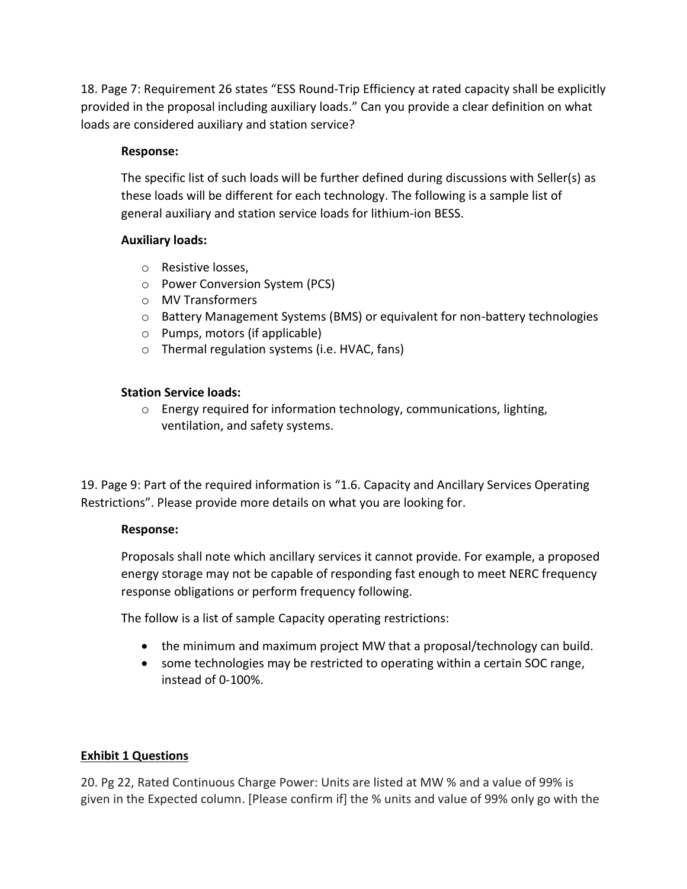18. Page 7: Requirement 26 states "ESS Round-Trip Efficiency at rated capacity shall be explicitly provided in the proposal including auxiliary loads." Can you provide a clear definition on what loads are considered auxiliary and station service?

**Response:**

The specific list of such loads will be further defined during discussions with Seller(s) as these loads will be different for each technology. The following is a sample list of general auxiliary and station service loads for lithium-ion BESS.

**Auxiliary loads:**

- Resistive losses,
- Power Conversion System (PCS)
- MV Transformers
- Battery Management Systems (BMS) or equivalent for non-battery technologies
- Pumps, motors (if applicable)
- Thermal regulation systems (i.e. HVAC, fans)

**Station Service loads:**

- Energy required for information technology, communications, lighting, ventilation, and safety systems.

19. Page 9: Part of the required information is "1.6. Capacity and Ancillary Services Operating Restrictions". Please provide more details on what you are looking for.

**Response:**

Proposals shall note which ancillary services it cannot provide. For example, a proposed energy storage may not be capable of responding fast enough to meet NERC frequency response obligations or perform frequency following.

The follow is a list of sample Capacity operating restrictions:

- the minimum and maximum project MW that a proposal/technology can build.
- some technologies may be restricted to operating within a certain SOC range, instead of 0-100%.

**Exhibit 1 Questions**

20. Pg 22, Rated Continuous Charge Power: Units are listed at MW % and a value of 99% is given in the Expected column. [Please confirm if] the % units and value of 99% only go with the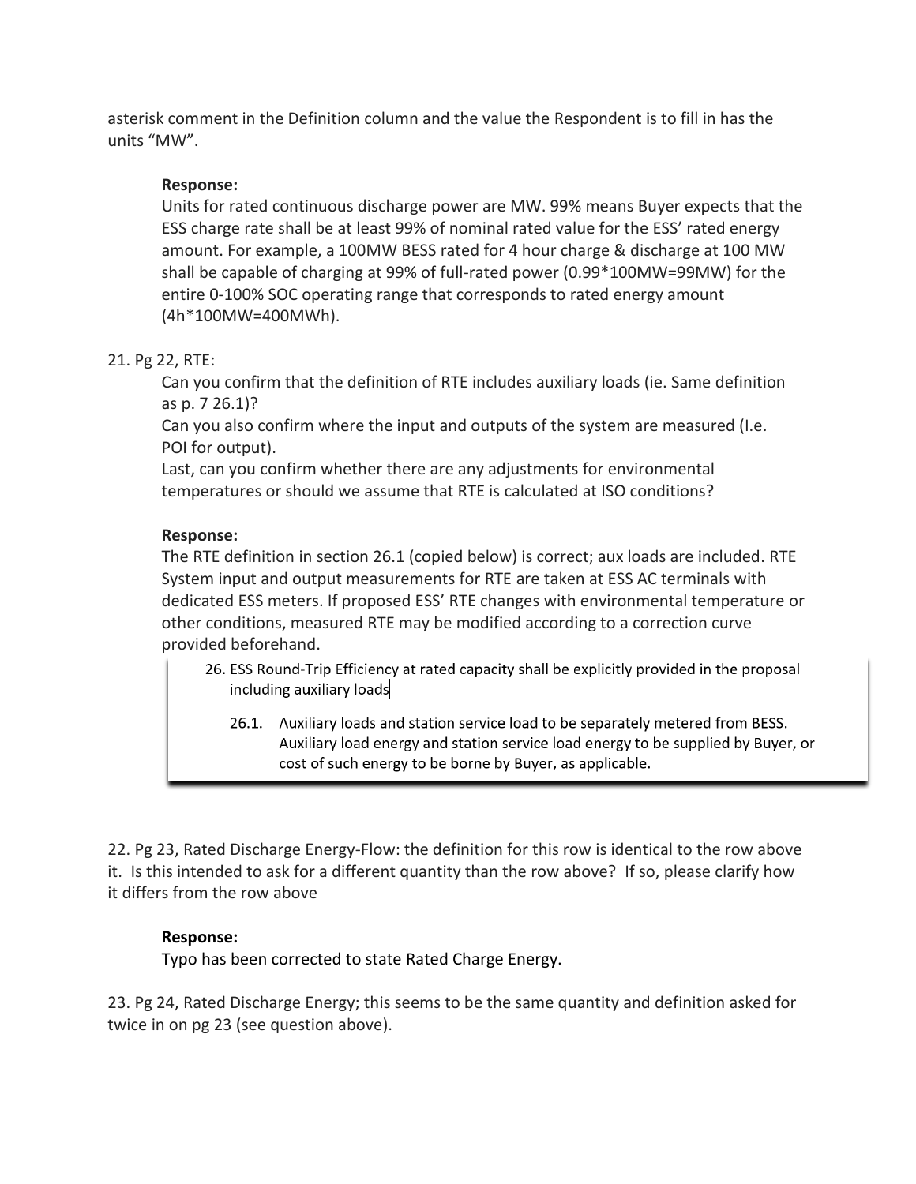asterisk comment in the Definition column and the value the Respondent is to fill in has the units “MW”.

> **Response:**
> Units for rated continuous discharge power are MW. 99% means Buyer expects that the ESS charge rate shall be at least 99% of nominal rated value for the ESS’ rated energy amount. For example, a 100MW BESS rated for 4 hour charge & discharge at 100 MW shall be capable of charging at 99% of full-rated power (0.99*100MW=99MW) for the entire 0-100% SOC operating range that corresponds to rated energy amount (4h*100MW=400MWh).

21. Pg 22, RTE:

    Can you confirm that the definition of RTE includes auxiliary loads (ie. Same definition as p. 7 26.1)?

    Can you also confirm where the input and outputs of the system are measured (I.e. POI for output).

    Last, can you confirm whether there are any adjustments for environmental temperatures or should we assume that RTE is calculated at ISO conditions?

    **Response:**

    The RTE definition in section 26.1 (copied below) is correct; aux loads are included. RTE System input and output measurements for RTE are taken at ESS AC terminals with dedicated ESS meters. If proposed ESS’ RTE changes with environmental temperature or other conditions, measured RTE may be modified according to a correction curve provided beforehand.

    26. ESS Round-Trip Efficiency at rated capacity shall be explicitly provided in the proposal including auxiliary loads

        26.1. Auxiliary loads and station service load to be separately metered from BESS. Auxiliary load energy and station service load energy to be supplied by Buyer, or cost of such energy to be borne by Buyer, as applicable.

22. Pg 23, Rated Discharge Energy-Flow: the definition for this row is identical to the row above it. Is this intended to ask for a different quantity than the row above? If so, please clarify how it differs from the row above

    **Response:**

    Typo has been corrected to state Rated Charge Energy.

23. Pg 24, Rated Discharge Energy; this seems to be the same quantity and definition asked for twice in on pg 23 (see question above).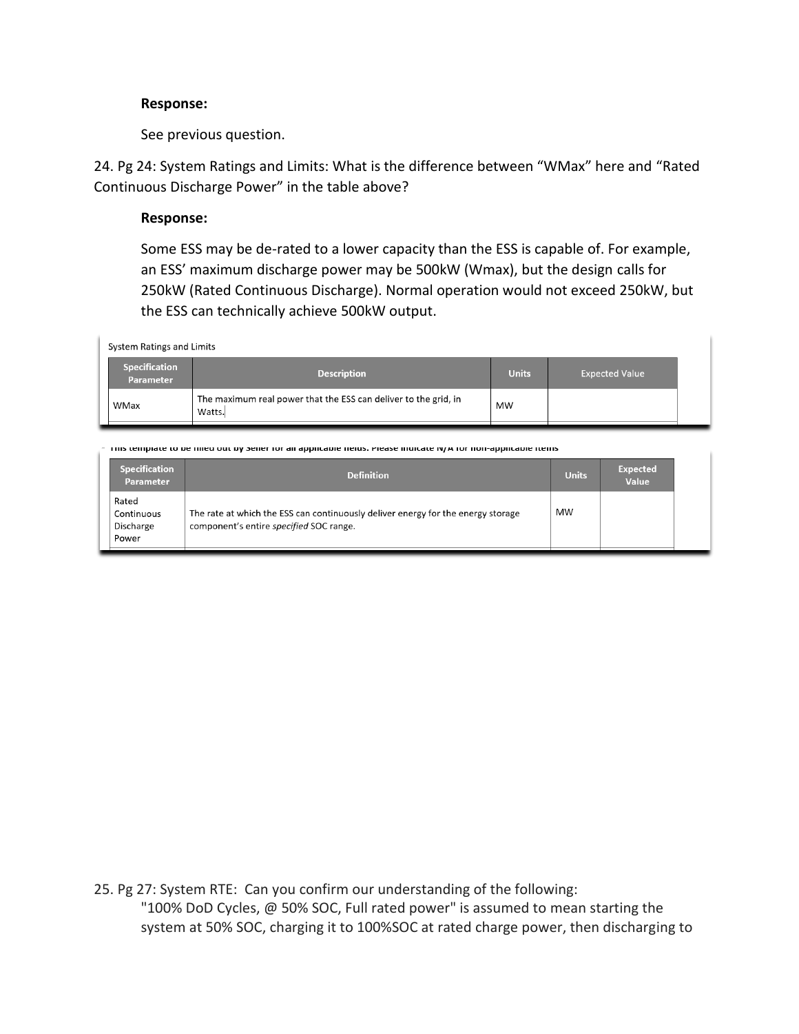**Response:**

See previous question.

24. Pg 24: System Ratings and Limits: What is the difference between “WMax” here and “Rated Continuous Discharge Power” in the table above?

**Response:**

Some ESS may be de-rated to a lower capacity than the ESS is capable of. For example, an ESS’ maximum discharge power may be 500kW (Wmax), but the design calls for 250kW (Rated Continuous Discharge). Normal operation would not exceed 250kW, but the ESS can technically achieve 500kW output.

System Ratings and Limits

| Specification Parameter | Description | Units | Expected Value |
|---|---|---|---|
| WMax | The maximum real power that the ESS can deliver to the grid, in Watts. | MW | |

This template to be filled out by Seller for all applicable fields. Please indicate N/A for non-applicable items

| Specification Parameter | Definition | Units | Expected Value |
|---|---|---|---|
| Rated Continuous Discharge Power | The rate at which the ESS can continuously deliver energy for the energy storage component’s entire *specified* SOC range. | MW | |

25. Pg 27: System RTE: Can you confirm our understanding of the following:

"100% DoD Cycles, @ 50% SOC, Full rated power" is assumed to mean starting the system at 50% SOC, charging it to 100%SOC at rated charge power, then discharging to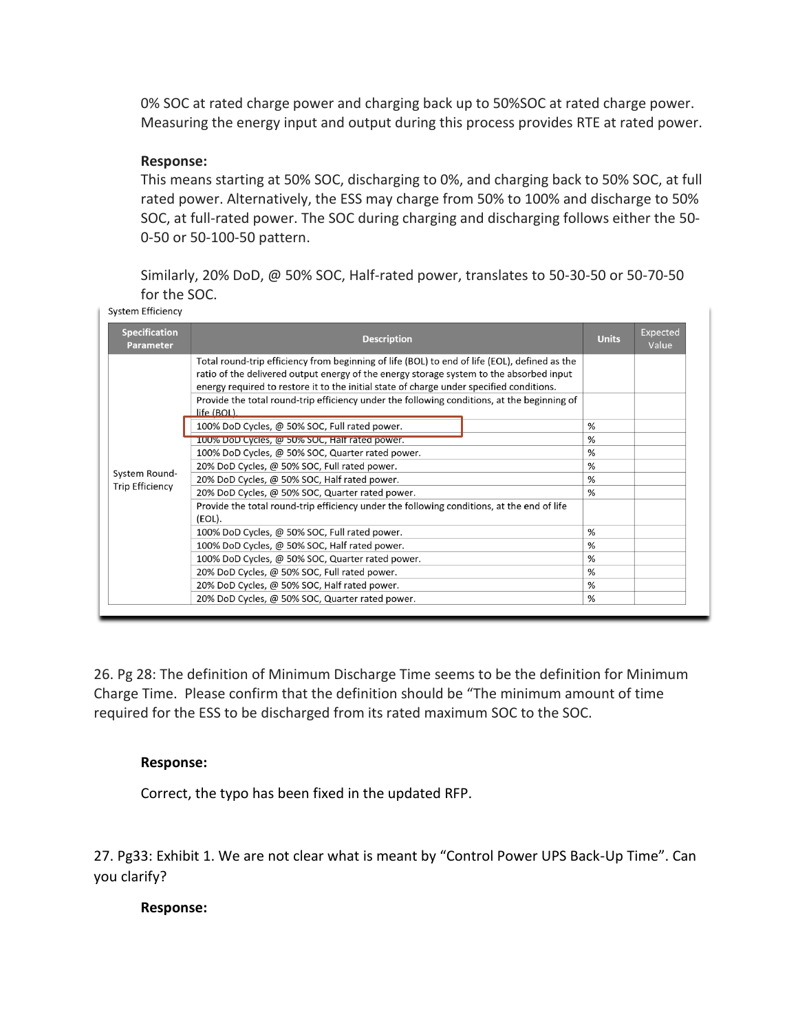0% SOC at rated charge power and charging back up to 50%SOC at rated charge power. Measuring the energy input and output during this process provides RTE at rated power.

**Response:**

This means starting at 50% SOC, discharging to 0%, and charging back to 50% SOC, at full rated power. Alternatively, the ESS may charge from 50% to 100% and discharge to 50% SOC, at full-rated power. The SOC during charging and discharging follows either the 50-0-50 or 50-100-50 pattern.

Similarly, 20% DoD, @ 50% SOC, Half-rated power, translates to 50-30-50 or 50-70-50 for the SOC.

System Efficiency

| Specification Parameter | Description | Units | Expected Value |
|---|---|---|---|
| System Round-Trip Efficiency | Total round-trip efficiency from beginning of life (BOL) to end of life (EOL), defined as the ratio of the delivered output energy of the energy storage system to the absorbed input energy required to restore it to the initial state of charge under specified conditions. | | |
| | Provide the total round-trip efficiency under the following conditions, at the beginning of life (BOL). | | |
| | 100% DoD Cycles, @ 50% SOC, Full rated power. | % | |
| | 100% DoD Cycles, @ 50% SOC, Half rated power. | % | |
| | 100% DoD Cycles, @ 50% SOC, Quarter rated power. | % | |
| | 20% DoD Cycles, @ 50% SOC, Full rated power. | % | |
| | 20% DoD Cycles, @ 50% SOC, Half rated power. | % | |
| | 20% DoD Cycles, @ 50% SOC, Quarter rated power. | % | |
| | Provide the total round-trip efficiency under the following conditions, at the end of life (EOL). | | |
| | 100% DoD Cycles, @ 50% SOC, Full rated power. | % | |
| | 100% DoD Cycles, @ 50% SOC, Half rated power. | % | |
| | 100% DoD Cycles, @ 50% SOC, Quarter rated power. | % | |
| | 20% DoD Cycles, @ 50% SOC, Full rated power. | % | |
| | 20% DoD Cycles, @ 50% SOC, Half rated power. | % | |
| | 20% DoD Cycles, @ 50% SOC, Quarter rated power. | % | |

26. Pg 28: The definition of Minimum Discharge Time seems to be the definition for Minimum Charge Time. Please confirm that the definition should be "The minimum amount of time required for the ESS to be discharged from its rated maximum SOC to the SOC.

**Response:**

Correct, the typo has been fixed in the updated RFP.

27. Pg33: Exhibit 1. We are not clear what is meant by "Control Power UPS Back-Up Time". Can you clarify?

**Response:**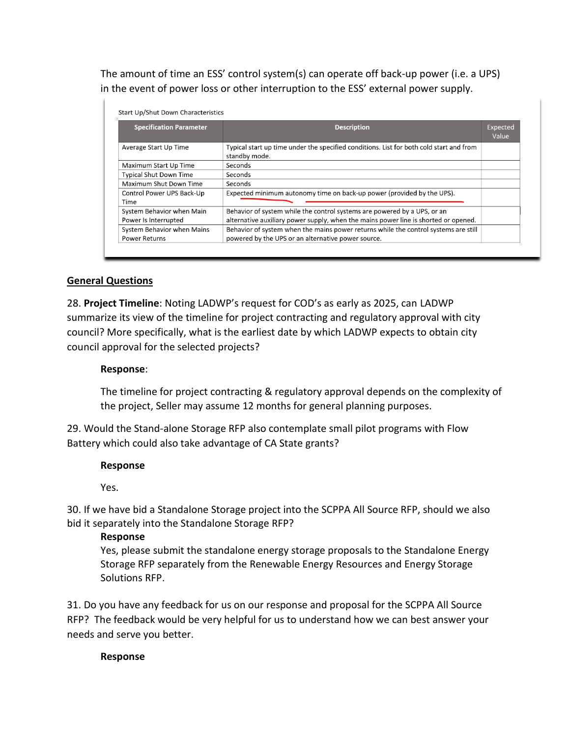The amount of time an ESS' control system(s) can operate off back-up power (i.e. a UPS) in the event of power loss or other interruption to the ESS' external power supply.

Start Up/Shut Down Characteristics

| Specification Parameter | Description | Expected Value |
|---|---|---|
| Average Start Up Time | Typical start up time under the specified conditions. List for both cold start and from standby mode. | |
| Maximum Start Up Time | Seconds | |
| Typical Shut Down Time | Seconds | |
| Maximum Shut Down Time | Seconds | |
| Control Power UPS Back-Up Time | Expected minimum autonomy time on back-up power (provided by the UPS). | |
| System Behavior when Main Power Is Interrupted | Behavior of system while the control systems are powered by a UPS, or an alternative auxiliary power supply, when the mains power line is shorted or opened. | |
| System Behavior when Mains Power Returns | Behavior of system when the mains power returns while the control systems are still powered by the UPS or an alternative power source. | |

## General Questions

28. **Project Timeline**: Noting LADWP's request for COD's as early as 2025, can LADWP summarize its view of the timeline for project contracting and regulatory approval with city council? More specifically, what is the earliest date by which LADWP expects to obtain city council approval for the selected projects?

**Response**:

The timeline for project contracting & regulatory approval depends on the complexity of the project, Seller may assume 12 months for general planning purposes.

29. Would the Stand-alone Storage RFP also contemplate small pilot programs with Flow Battery which could also take advantage of CA State grants?

**Response**

Yes.

30. If we have bid a Standalone Storage project into the SCPPA All Source RFP, should we also bid it separately into the Standalone Storage RFP?

**Response**

Yes, please submit the standalone energy storage proposals to the Standalone Energy Storage RFP separately from the Renewable Energy Resources and Energy Storage Solutions RFP.

31. Do you have any feedback for us on our response and proposal for the SCPPA All Source RFP? The feedback would be very helpful for us to understand how we can best answer your needs and serve you better.

**Response**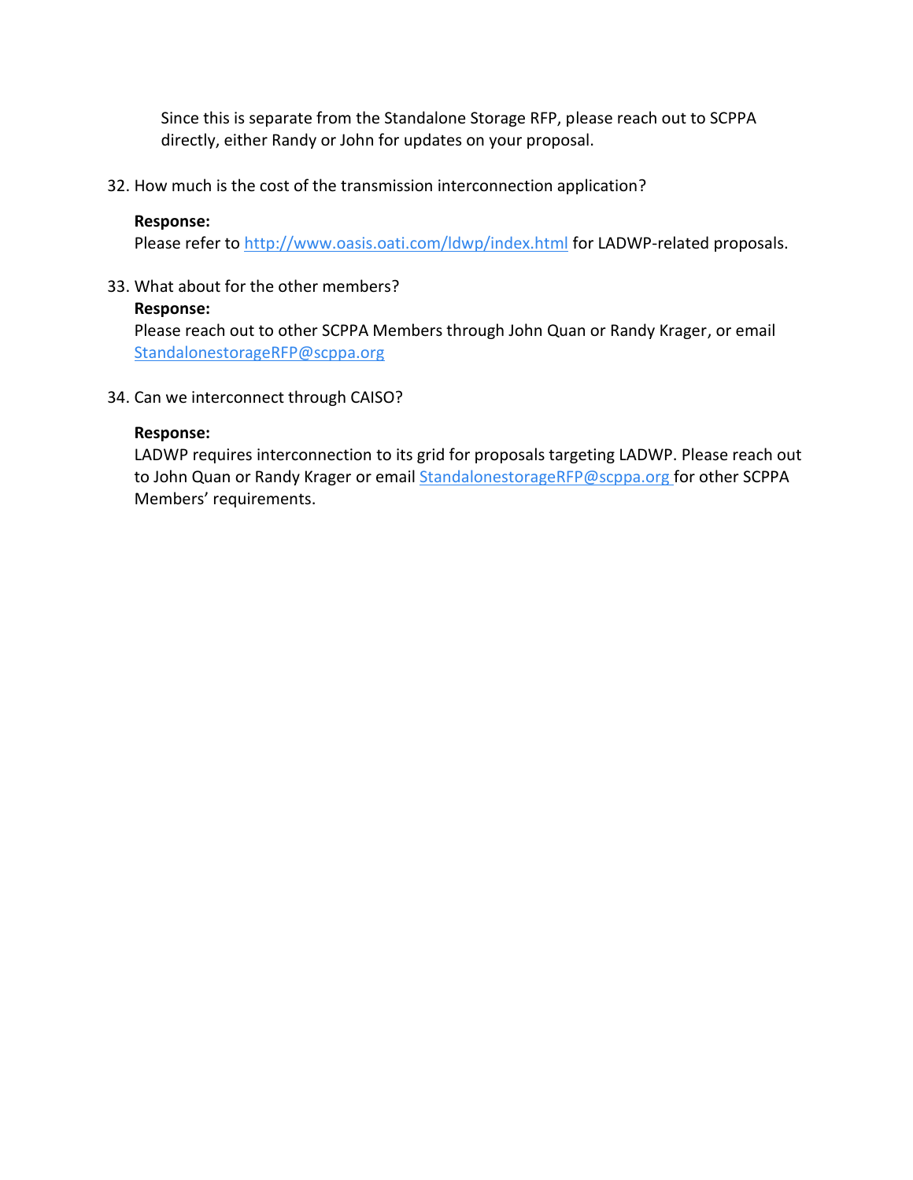Since this is separate from the Standalone Storage RFP, please reach out to SCPPA directly, either Randy or John for updates on your proposal.

32. How much is the cost of the transmission interconnection application?

    **Response:**
    Please refer to http://www.oasis.oati.com/ldwp/index.html for LADWP-related proposals.

33. What about for the other members?
    **Response:**
    Please reach out to other SCPPA Members through John Quan or Randy Krager, or email StandalonestorageRFP@scppa.org

34. Can we interconnect through CAISO?

    **Response:**
    LADWP requires interconnection to its grid for proposals targeting LADWP. Please reach out to John Quan or Randy Krager or email StandalonestorageRFP@scppa.org for other SCPPA Members' requirements.